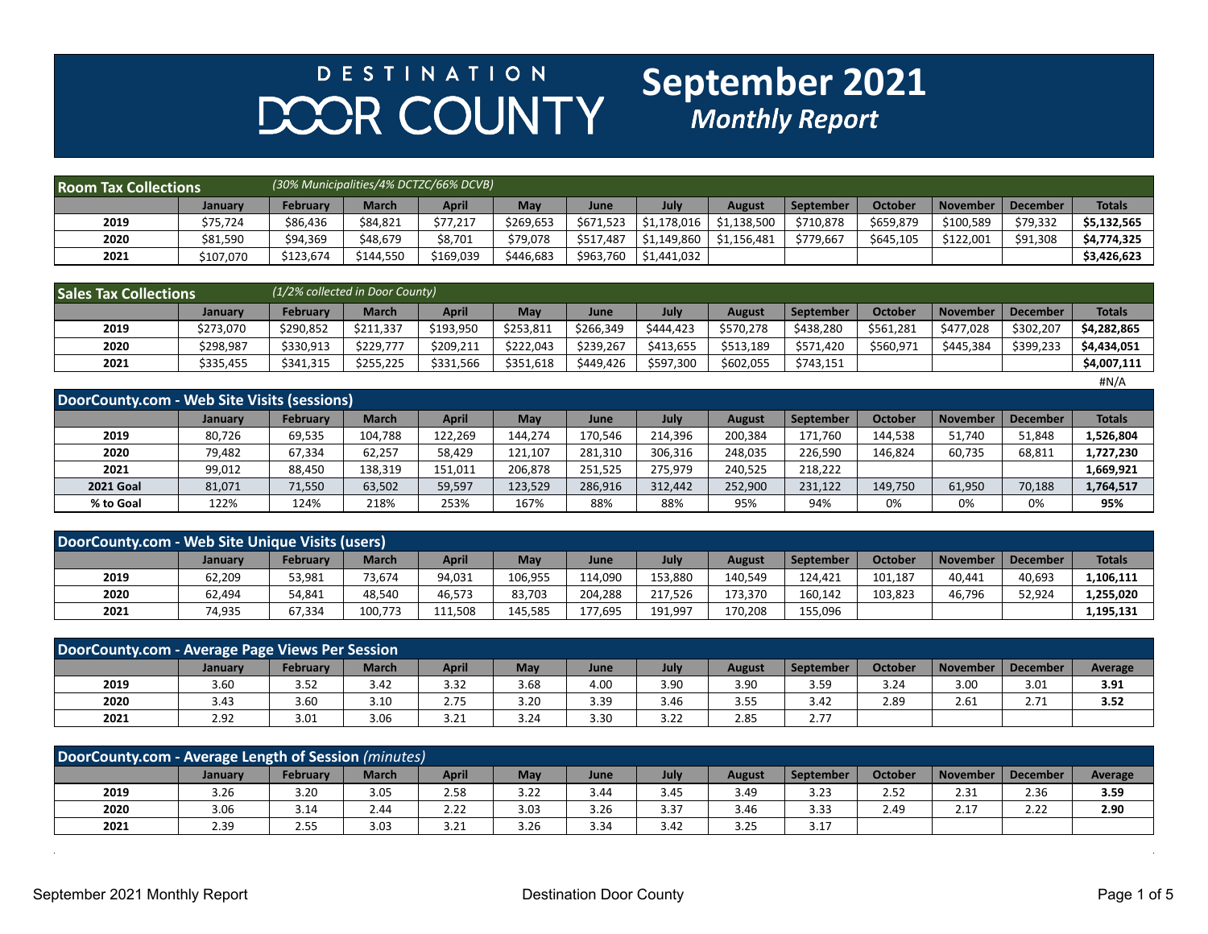# DESTINATION DOOR COUNTY

## September 2021 *Monthly Report*

| Room Tax Collections | *(30% Municipalities/4% DCTZC/66% DCVB)* | | | | | | | | | | | |
|---|---|---|---|---|---|---|---|---|---|---|---|---|
| | **January** | **February** | **March** | **April** | **May** | **June** | **July** | **August** | **September** | **October** | **November** | **December** | **Totals** |
| **2019** | $75,724 | $86,436 | $84,821 | $77,217 | $269,653 | $671,523 | $1,178,016 | $1,138,500 | $710,878 | $659,879 | $100,589 | $79,332 | **$5,132,565** |
| **2020** | $81,590 | $94,369 | $48,679 | $8,701 | $79,078 | $517,487 | $1,149,860 | $1,156,481 | $779,667 | $645,105 | $122,001 | $91,308 | **$4,774,325** |
| **2021** | $107,070 | $123,674 | $144,550 | $169,039 | $446,683 | $963,760 | $1,441,032 | | | | | | **$3,426,623** |

| Sales Tax Collections | *(1/2% collected in Door County)* | | | | | | | | | | | | |
|---|---|---|---|---|---|---|---|---|---|---|---|---|---|
| | **January** | **February** | **March** | **April** | **May** | **June** | **July** | **August** | **September** | **October** | **November** | **December** | **Totals** |
| **2019** | $273,070 | $290,852 | $211,337 | $193,950 | $253,811 | $266,349 | $444,423 | $570,278 | $438,280 | $561,281 | $477,028 | $302,207 | **$4,282,865** |
| **2020** | $298,987 | $330,913 | $229,777 | $209,211 | $222,043 | $239,267 | $413,655 | $513,189 | $571,420 | $560,971 | $445,384 | $399,233 | **$4,434,051** |
| **2021** | $335,455 | $341,315 | $255,225 | $331,566 | $351,618 | $449,426 | $597,300 | $602,055 | $743,151 | | | | **$4,007,111** |
| | | | | | | | | | | | | | #N/A |

| DoorCounty.com - Web Site Visits (sessions) | | | | | | | | | | | | | |
|---|---|---|---|---|---|---|---|---|---|---|---|---|---|
| | **January** | **February** | **March** | **April** | **May** | **June** | **July** | **August** | **September** | **October** | **November** | **December** | **Totals** |
| **2019** | 80,726 | 69,535 | 104,788 | 122,269 | 144,274 | 170,546 | 214,396 | 200,384 | 171,760 | 144,538 | 51,740 | 51,848 | **1,526,804** |
| **2020** | 79,482 | 67,334 | 62,257 | 58,429 | 121,107 | 281,310 | 306,316 | 248,035 | 226,590 | 146,824 | 60,735 | 68,811 | **1,727,230** |
| **2021** | 99,012 | 88,450 | 138,319 | 151,011 | 206,878 | 251,525 | 275,979 | 240,525 | 218,222 | | | | **1,669,921** |
| **2021 Goal** | 81,071 | 71,550 | 63,502 | 59,597 | 123,529 | 286,916 | 312,442 | 252,900 | 231,122 | 149,750 | 61,950 | 70,188 | **1,764,517** |
| **% to Goal** | 122% | 124% | 218% | 253% | 167% | 88% | 88% | 95% | 94% | 0% | 0% | 0% | **95%** |

| DoorCounty.com - Web Site Unique Visits (users) | | | | | | | | | | | | | |
|---|---|---|---|---|---|---|---|---|---|---|---|---|---|
| | **January** | **February** | **March** | **April** | **May** | **June** | **July** | **August** | **September** | **October** | **November** | **December** | **Totals** |
| **2019** | 62,209 | 53,981 | 73,674 | 94,031 | 106,955 | 114,090 | 153,880 | 140,549 | 124,421 | 101,187 | 40,441 | 40,693 | **1,106,111** |
| **2020** | 62,494 | 54,841 | 48,540 | 46,573 | 83,703 | 204,288 | 217,526 | 173,370 | 160,142 | 103,823 | 46,796 | 52,924 | **1,255,020** |
| **2021** | 74,935 | 67,334 | 100,773 | 111,508 | 145,585 | 177,695 | 191,997 | 170,208 | 155,096 | | | | **1,195,131** |

| DoorCounty.com - Average Page Views Per Session | | | | | | | | | | | | | |
|---|---|---|---|---|---|---|---|---|---|---|---|---|---|
| | **January** | **February** | **March** | **April** | **May** | **June** | **July** | **August** | **September** | **October** | **November** | **December** | **Average** |
| **2019** | 3.60 | 3.52 | 3.42 | 3.32 | 3.68 | 4.00 | 3.90 | 3.90 | 3.59 | 3.24 | 3.00 | 3.01 | **3.91** |
| **2020** | 3.43 | 3.60 | 3.10 | 2.75 | 3.20 | 3.39 | 3.46 | 3.55 | 3.42 | 2.89 | 2.61 | 2.71 | **3.52** |
| **2021** | 2.92 | 3.01 | 3.06 | 3.21 | 3.24 | 3.30 | 3.22 | 2.85 | 2.77 | | | | |

| DoorCounty.com - Average Length of Session *(minutes)* | | | | | | | | | | | | | |
|---|---|---|---|---|---|---|---|---|---|---|---|---|---|
| | **January** | **February** | **March** | **April** | **May** | **June** | **July** | **August** | **September** | **October** | **November** | **December** | **Average** |
| **2019** | 3.26 | 3.20 | 3.05 | 2.58 | 3.22 | 3.44 | 3.45 | 3.49 | 3.23 | 2.52 | 2.31 | 2.36 | **3.59** |
| **2020** | 3.06 | 3.14 | 2.44 | 2.22 | 3.03 | 3.26 | 3.37 | 3.46 | 3.33 | 2.49 | 2.17 | 2.22 | **2.90** |
| **2021** | 2.39 | 2.55 | 3.03 | 3.21 | 3.26 | 3.34 | 3.42 | 3.25 | 3.17 | | | | |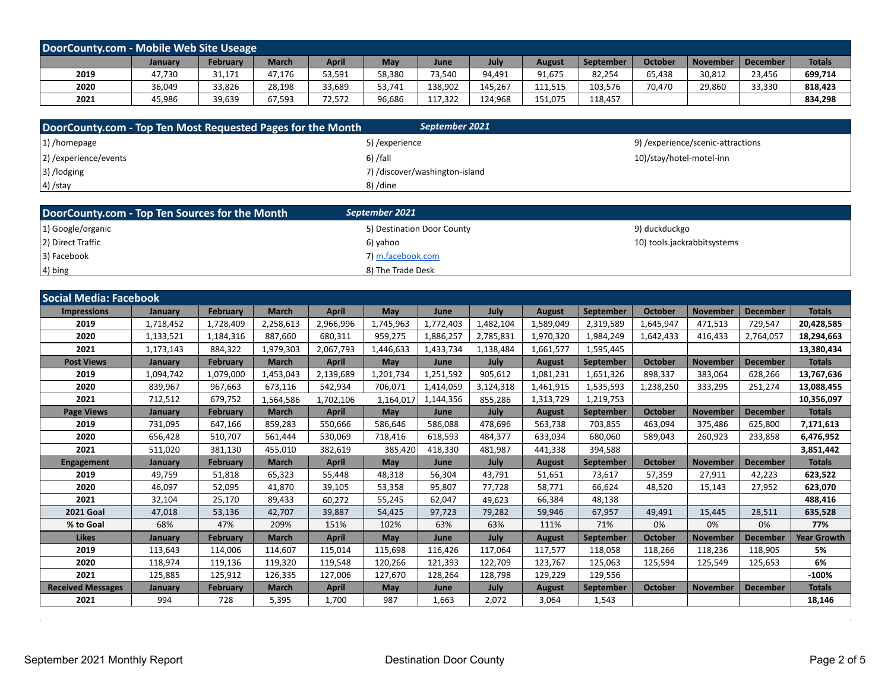## DoorCounty.com - Mobile Web Site Useage

| | January | February | March | April | May | June | July | August | September | October | November | December | Totals |
|---|---|---|---|---|---|---|---|---|---|---|---|---|---|
| 2019 | 47,730 | 31,171 | 47,176 | 53,591 | 58,380 | 73,540 | 94,491 | 91,675 | 82,254 | 65,438 | 30,812 | 23,456 | **699,714** |
| 2020 | 36,049 | 33,826 | 28,198 | 33,689 | 53,741 | 138,902 | 145,267 | 111,515 | 103,576 | 70,470 | 29,860 | 33,330 | **818,423** |
| 2021 | 45,986 | 39,639 | 67,593 | 72,572 | 96,686 | 117,322 | 124,968 | 151,075 | 118,457 | | | | **834,298** |

## DoorCounty.com - Top Ten Most Requested Pages for the Month *September 2021*

1) /homepage
2) /experience/events
3) /lodging
4) /stay
5) /experience
6) /fall
7) /discover/washington-island
8) /dine
9) /experience/scenic-attractions
10)/stay/hotel-motel-inn

## DoorCounty.com - Top Ten Sources for the Month *September 2021*

1) Google/organic
2) Direct Traffic
3) Facebook
4) bing
5) Destination Door County
6) yahoo
7) m.facebook.com
8) The Trade Desk
9) duckduckgo
10) tools.jackrabbitsystems

## Social Media: Facebook

| Impressions | January | February | March | April | May | June | July | August | September | October | November | December | Totals |
|---|---|---|---|---|---|---|---|---|---|---|---|---|---|
| 2019 | 1,718,452 | 1,728,409 | 2,258,613 | 2,966,996 | 1,745,963 | 1,772,403 | 1,482,104 | 1,589,049 | 2,319,589 | 1,645,947 | 471,513 | 729,547 | **20,428,585** |
| 2020 | 1,133,521 | 1,184,316 | 887,660 | 680,311 | 959,275 | 1,886,257 | 2,785,831 | 1,970,320 | 1,984,249 | 1,642,433 | 416,433 | 2,764,057 | **18,294,663** |
| 2021 | 1,173,143 | 884,322 | 1,979,303 | 2,067,793 | 1,446,633 | 1,433,734 | 1,138,484 | 1,661,577 | 1,595,445 | | | | **13,380,434** |
| **Post Views** | **January** | **February** | **March** | **April** | **May** | **June** | **July** | **August** | **September** | **October** | **November** | **December** | **Totals** |
| 2019 | 1,094,742 | 1,079,000 | 1,453,043 | 2,139,689 | 1,201,734 | 1,251,592 | 905,612 | 1,081,231 | 1,651,326 | 898,337 | 383,064 | 628,266 | **13,767,636** |
| 2020 | 839,967 | 967,663 | 673,116 | 542,934 | 706,071 | 1,414,059 | 3,124,318 | 1,461,915 | 1,535,593 | 1,238,250 | 333,295 | 251,274 | **13,088,455** |
| 2021 | 712,512 | 679,752 | 1,564,586 | 1,702,106 | 1,164,017 | 1,144,356 | 855,286 | 1,313,729 | 1,219,753 | | | | **10,356,097** |
| **Page Views** | **January** | **February** | **March** | **April** | **May** | **June** | **July** | **August** | **September** | **October** | **November** | **December** | **Totals** |
| 2019 | 731,095 | 647,166 | 859,283 | 550,666 | 586,646 | 586,088 | 478,696 | 563,738 | 703,855 | 463,094 | 375,486 | 625,800 | **7,171,613** |
| 2020 | 656,428 | 510,707 | 561,444 | 530,069 | 718,416 | 618,593 | 484,377 | 633,034 | 680,060 | 589,043 | 260,923 | 233,858 | **6,476,952** |
| 2021 | 511,020 | 381,130 | 455,010 | 382,619 | 385,420 | 418,330 | 481,987 | 441,338 | 394,588 | | | | **3,851,442** |
| **Engagement** | **January** | **February** | **March** | **April** | **May** | **June** | **July** | **August** | **September** | **October** | **November** | **December** | **Totals** |
| 2019 | 49,759 | 51,818 | 65,323 | 55,448 | 48,318 | 56,304 | 43,791 | 51,651 | 73,617 | 57,359 | 27,911 | 42,223 | **623,522** |
| 2020 | 46,097 | 52,095 | 41,870 | 39,105 | 53,358 | 95,807 | 77,728 | 58,771 | 66,624 | 48,520 | 15,143 | 27,952 | **623,070** |
| 2021 | 32,104 | 25,170 | 89,433 | 60,272 | 55,245 | 62,047 | 49,623 | 66,384 | 48,138 | | | | **488,416** |
| **2021 Goal** | 47,018 | 53,136 | 42,707 | 39,887 | 54,425 | 97,723 | 79,282 | 59,946 | 67,957 | 49,491 | 15,445 | 28,511 | **635,528** |
| **% to Goal** | 68% | 47% | 209% | 151% | 102% | 63% | 63% | 111% | 71% | 0% | 0% | 0% | **77%** |
| **Likes** | **January** | **February** | **March** | **April** | **May** | **June** | **July** | **August** | **September** | **October** | **November** | **December** | **Year Growth** |
| 2019 | 113,643 | 114,006 | 114,607 | 115,014 | 115,698 | 116,426 | 117,064 | 117,577 | 118,058 | 118,266 | 118,236 | 118,905 | **5%** |
| 2020 | 118,974 | 119,136 | 119,320 | 119,548 | 120,266 | 121,393 | 122,709 | 123,767 | 125,063 | 125,594 | 125,549 | 125,653 | **6%** |
| 2021 | 125,885 | 125,912 | 126,335 | 127,006 | 127,670 | 128,264 | 128,798 | 129,229 | 129,556 | | | | **-100%** |
| **Received Messages** | **January** | **February** | **March** | **April** | **May** | **June** | **July** | **August** | **September** | **October** | **November** | **December** | **Totals** |
| 2021 | 994 | 728 | 5,395 | 1,700 | 987 | 1,663 | 2,072 | 3,064 | 1,543 | | | | **18,146** |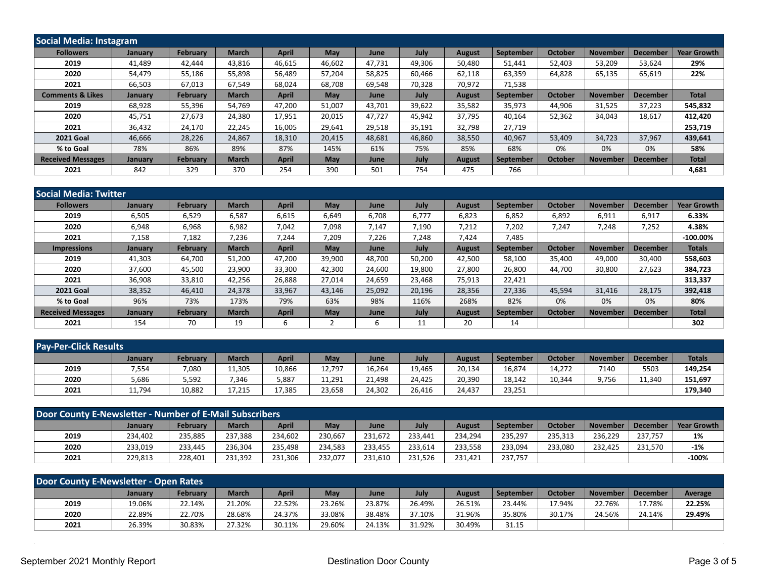## Social Media: Instagram

| Followers | January | February | March | April | May | June | July | August | September | October | November | December | Year Growth |
|---|---|---|---|---|---|---|---|---|---|---|---|---|---|
| 2019 | 41,489 | 42,444 | 43,816 | 46,615 | 46,602 | 47,731 | 49,306 | 50,480 | 51,441 | 52,403 | 53,209 | 53,624 | **29%** |
| 2020 | 54,479 | 55,186 | 55,898 | 56,489 | 57,204 | 58,825 | 60,466 | 62,118 | 63,359 | 64,828 | 65,135 | 65,619 | **22%** |
| 2021 | 66,503 | 67,013 | 67,549 | 68,024 | 68,708 | 69,548 | 70,328 | 70,972 | 71,538 | | | | |
| **Comments & Likes** | **January** | **February** | **March** | **April** | **May** | **June** | **July** | **August** | **September** | **October** | **November** | **December** | **Total** |
| 2019 | 68,928 | 55,396 | 54,769 | 47,200 | 51,007 | 43,701 | 39,622 | 35,582 | 35,973 | 44,906 | 31,525 | 37,223 | **545,832** |
| 2020 | 45,751 | 27,673 | 24,380 | 17,951 | 20,015 | 47,727 | 45,942 | 37,795 | 40,164 | 52,362 | 34,043 | 18,617 | **412,420** |
| 2021 | 36,432 | 24,170 | 22,245 | 16,005 | 29,641 | 29,518 | 35,191 | 32,798 | 27,719 | | | | **253,719** |
| **2021 Goal** | 46,666 | 28,226 | 24,867 | 18,310 | 20,415 | 48,681 | 46,860 | 38,550 | 40,967 | 53,409 | 34,723 | 37,967 | **439,641** |
| **% to Goal** | 78% | 86% | 89% | 87% | 145% | 61% | 75% | 85% | 68% | 0% | 0% | 0% | **58%** |
| **Received Messages** | **January** | **February** | **March** | **April** | **May** | **June** | **July** | **August** | **September** | **October** | **November** | **December** | **Total** |
| 2021 | 842 | 329 | 370 | 254 | 390 | 501 | 754 | 475 | 766 | | | | **4,681** |

## Social Media: Twitter

| Followers | January | February | March | April | May | June | July | August | September | October | November | December | Year Growth |
|---|---|---|---|---|---|---|---|---|---|---|---|---|---|
| 2019 | 6,505 | 6,529 | 6,587 | 6,615 | 6,649 | 6,708 | 6,777 | 6,823 | 6,852 | 6,892 | 6,911 | 6,917 | **6.33%** |
| 2020 | 6,948 | 6,968 | 6,982 | 7,042 | 7,098 | 7,147 | 7,190 | 7,212 | 7,202 | 7,247 | 7,248 | 7,252 | **4.38%** |
| 2021 | 7,158 | 7,182 | 7,236 | 7,244 | 7,209 | 7,226 | 7,248 | 7,424 | 7,485 | | | | **-100.00%** |
| **Impressions** | **January** | **February** | **March** | **April** | **May** | **June** | **July** | **August** | **September** | **October** | **November** | **December** | **Totals** |
| 2019 | 41,303 | 64,700 | 51,200 | 47,200 | 39,900 | 48,700 | 50,200 | 42,500 | 58,100 | 35,400 | 49,000 | 30,400 | **558,603** |
| 2020 | 37,600 | 45,500 | 23,900 | 33,300 | 42,300 | 24,600 | 19,800 | 27,800 | 26,800 | 44,700 | 30,800 | 27,623 | **384,723** |
| 2021 | 36,908 | 33,810 | 42,256 | 26,888 | 27,014 | 24,659 | 23,468 | 75,913 | 22,421 | | | | **313,337** |
| **2021 Goal** | 38,352 | 46,410 | 24,378 | 33,967 | 43,146 | 25,092 | 20,196 | 28,356 | 27,336 | 45,594 | 31,416 | 28,175 | **392,418** |
| **% to Goal** | 96% | 73% | 173% | 79% | 63% | 98% | 116% | 268% | 82% | 0% | 0% | 0% | **80%** |
| **Received Messages** | **January** | **February** | **March** | **April** | **May** | **June** | **July** | **August** | **September** | **October** | **November** | **December** | **Total** |
| 2021 | 154 | 70 | 19 | 6 | 2 | 6 | 11 | 20 | 14 | | | | **302** |

## Pay-Per-Click Results

| | January | February | March | April | May | June | July | August | September | October | November | December | Totals |
|---|---|---|---|---|---|---|---|---|---|---|---|---|---|
| 2019 | 7,554 | 7,080 | 11,305 | 10,866 | 12,797 | 16,264 | 19,465 | 20,134 | 16,874 | 14,272 | 7140 | 5503 | **149,254** |
| 2020 | 5,686 | 5,592 | 7,346 | 5,887 | 11,291 | 21,498 | 24,425 | 20,390 | 18,142 | 10,344 | 9,756 | 11,340 | **151,697** |
| 2021 | 11,794 | 10,882 | 17,215 | 17,385 | 23,658 | 24,302 | 26,416 | 24,437 | 23,251 | | | | **179,340** |

## Door County E-Newsletter - Number of E-Mail Subscribers

| | January | February | March | April | May | June | July | August | September | October | November | December | Year Growth |
|---|---|---|---|---|---|---|---|---|---|---|---|---|---|
| 2019 | 234,402 | 235,885 | 237,388 | 234,602 | 230,667 | 231,672 | 233,441 | 234,294 | 235,297 | 235,313 | 236,229 | 237,757 | **1%** |
| 2020 | 233,019 | 233,445 | 236,304 | 235,498 | 234,583 | 233,455 | 233,614 | 233,558 | 233,094 | 233,080 | 232,425 | 231,570 | **-1%** |
| 2021 | 229,813 | 228,401 | 231,392 | 231,306 | 232,077 | 231,610 | 231,526 | 231,421 | 237,757 | | | | **-100%** |

## Door County E-Newsletter - Open Rates

| | January | February | March | April | May | June | July | August | September | October | November | December | Average |
|---|---|---|---|---|---|---|---|---|---|---|---|---|---|
| 2019 | 19.06% | 22.14% | 21.20% | 22.52% | 23.26% | 23.87% | 26.49% | 26.51% | 23.44% | 17.94% | 22.76% | 17.78% | **22.25%** |
| 2020 | 22.89% | 22.70% | 28.68% | 24.37% | 33.08% | 38.48% | 37.10% | 31.96% | 35.80% | 30.17% | 24.56% | 24.14% | **29.49%** |
| 2021 | 26.39% | 30.83% | 27.32% | 30.11% | 29.60% | 24.13% | 31.92% | 30.49% | 31.15 | | | | |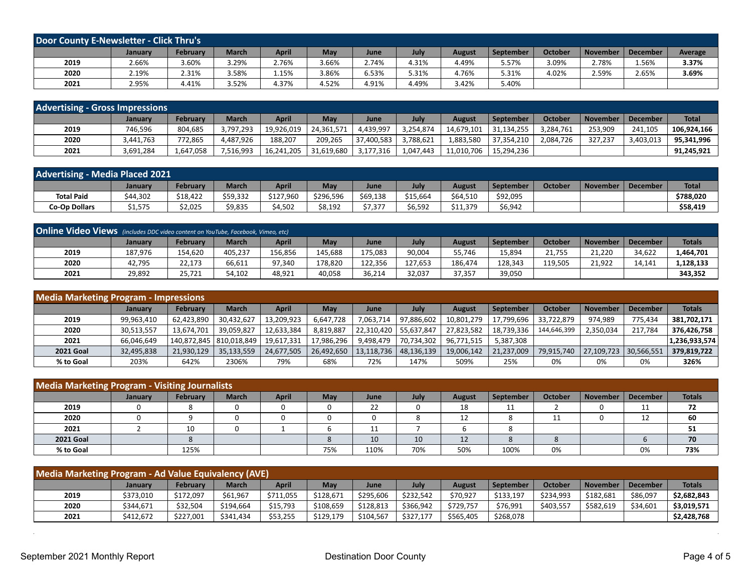## Door County E-Newsletter - Click Thru's

| | January | February | March | April | May | June | July | August | September | October | November | December | Average |
|---|---|---|---|---|---|---|---|---|---|---|---|---|---|
| **2019** | 2.66% | 3.60% | 3.29% | 2.76% | 3.66% | 2.74% | 4.31% | 4.49% | 5.57% | 3.09% | 2.78% | 1.56% | **3.37%** |
| **2020** | 2.19% | 2.31% | 3.58% | 1.15% | 3.86% | 6.53% | 5.31% | 4.76% | 5.31% | 4.02% | 2.59% | 2.65% | **3.69%** |
| **2021** | 2.95% | 4.41% | 3.52% | 4.37% | 4.52% | 4.91% | 4.49% | 3.42% | 5.40% | | | | |

## Advertising - Gross Impressions

| | January | February | March | April | May | June | July | August | September | October | November | December | Total |
|---|---|---|---|---|---|---|---|---|---|---|---|---|---|
| **2019** | 746,596 | 804,685 | 3,797,293 | 19,926,019 | 24,361,571 | 4,439,997 | 3,254,874 | 14,679,101 | 31,134,255 | 3,284,761 | 253,909 | 241,105 | **106,924,166** |
| **2020** | 3,441,763 | 772,865 | 4,487,926 | 188,207 | 209,265 | 37,400,583 | 3,788,621 | 1,883,580 | 37,354,210 | 2,084,726 | 327,237 | 3,403,013 | **95,341,996** |
| **2021** | 3,691,284 | 1,647,058 | 7,516,993 | 16,241,205 | 31,619,680 | 3,177,316 | 1,047,443 | 11,010,706 | 15,294,236 | | | | **91,245,921** |

## Advertising - Media Placed 2021

| | January | February | March | April | May | June | July | August | September | October | November | December | Total |
|---|---|---|---|---|---|---|---|---|---|---|---|---|---|
| **Total Paid** | $44,302 | $18,422 | $59,332 | $127,960 | $296,596 | $69,138 | $15,664 | $64,510 | $92,095 | | | | **$788,020** |
| **Co-Op Dollars** | $1,575 | $2,025 | $9,835 | $4,502 | $8,192 | $7,377 | $6,592 | $11,379 | $6,942 | | | | **$58,419** |

## Online Video Views *(includes DDC video content on YouTube, Facebook, Vimeo, etc)*

| | January | February | March | April | May | June | July | August | September | October | November | December | Totals |
|---|---|---|---|---|---|---|---|---|---|---|---|---|---|
| **2019** | 187,976 | 154,620 | 405,237 | 156,856 | 145,688 | 175,083 | 90,004 | 55,746 | 15,894 | 21,755 | 21,220 | 34,622 | **1,464,701** |
| **2020** | 42,795 | 22,173 | 66,611 | 97,340 | 178,820 | 122,356 | 127,653 | 186,474 | 128,343 | 119,505 | 21,922 | 14,141 | **1,128,133** |
| **2021** | 29,892 | 25,721 | 54,102 | 48,921 | 40,058 | 36,214 | 32,037 | 37,357 | 39,050 | | | | **343,352** |

## Media Marketing Program - Impressions

| | January | February | March | April | May | June | July | August | September | October | November | December | Totals |
|---|---|---|---|---|---|---|---|---|---|---|---|---|---|
| **2019** | 99,963,410 | 62,423,890 | 30,432,627 | 13,209,923 | 6,647,728 | 7,063,714 | 97,886,602 | 10,801,279 | 17,799,696 | 33,722,879 | 974,989 | 775,434 | **381,702,171** |
| **2020** | 30,513,557 | 13,674,701 | 39,059,827 | 12,633,384 | 8,819,887 | 22,310,420 | 55,637,847 | 27,823,582 | 18,739,336 | 144,646,399 | 2,350,034 | 217,784 | **376,426,758** |
| **2021** | 66,046,649 | 140,872,845 | 810,018,849 | 19,617,331 | 17,986,296 | 9,498,479 | 70,734,302 | 96,771,515 | 5,387,308 | | | | **1,236,933,574** |
| **2021 Goal** | 32,495,838 | 21,930,129 | 35,133,559 | 24,677,505 | 26,492,650 | 13,118,736 | 48,136,139 | 19,006,142 | 21,237,009 | 79,915,740 | 27,109,723 | 30,566,551 | **379,819,722** |
| **% to Goal** | 203% | 642% | 2306% | 79% | 68% | 72% | 147% | 509% | 25% | 0% | 0% | 0% | **326%** |

## Media Marketing Program - Visiting Journalists

| | January | February | March | April | May | June | July | August | September | October | November | December | Totals |
|---|---|---|---|---|---|---|---|---|---|---|---|---|---|
| **2019** | 0 | 8 | 0 | 0 | 0 | 22 | 0 | 18 | 11 | 2 | 0 | 11 | **72** |
| **2020** | 0 | 9 | 0 | 0 | 0 | 0 | 8 | 12 | 8 | 11 | 0 | 12 | **60** |
| **2021** | 2 | 10 | 0 | 1 | 6 | 11 | 7 | 6 | 8 | | | | **51** |
| **2021 Goal** | | 8 | | | 8 | 10 | 10 | 12 | 8 | 8 | | 6 | **70** |
| **% to Goal** | | 125% | | | 75% | 110% | 70% | 50% | 100% | 0% | | 0% | **73%** |

## Media Marketing Program - Ad Value Equivalency (AVE)

| | January | February | March | April | May | June | July | August | September | October | November | December | Totals |
|---|---|---|---|---|---|---|---|---|---|---|---|---|---|
| **2019** | $373,010 | $172,097 | $61,967 | $711,055 | $128,671 | $295,606 | $232,542 | $70,927 | $133,197 | $234,993 | $182,681 | $86,097 | **$2,682,843** |
| **2020** | $344,671 | $32,504 | $194,664 | $15,793 | $108,659 | $128,813 | $366,942 | $729,757 | $76,991 | $403,557 | $582,619 | $34,601 | **$3,019,571** |
| **2021** | $412,672 | $227,001 | $341,434 | $53,255 | $129,179 | $104,567 | $327,177 | $565,405 | $268,078 | | | | **$2,428,768** |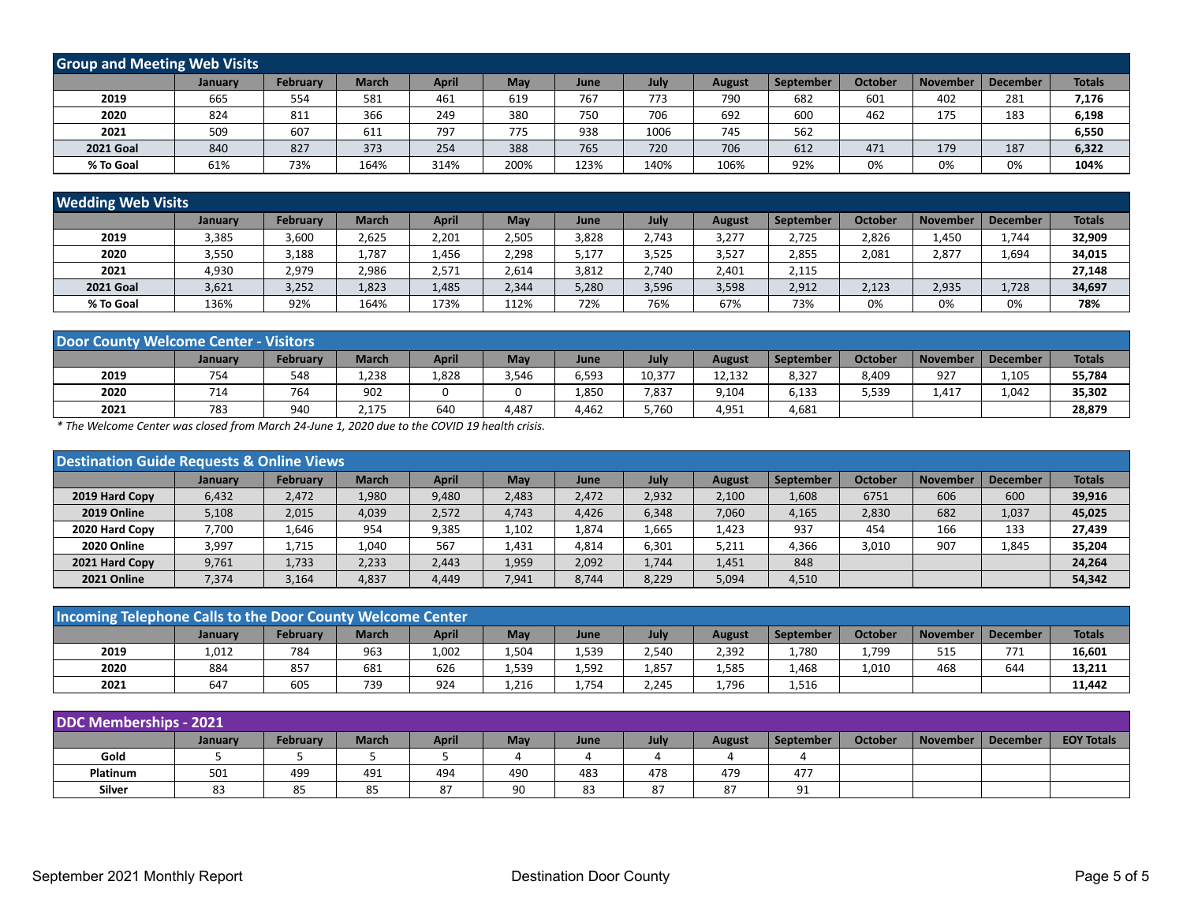## Group and Meeting Web Visits

| | January | February | March | April | May | June | July | August | September | October | November | December | Totals |
|---|---|---|---|---|---|---|---|---|---|---|---|---|---|
| **2019** | 665 | 554 | 581 | 461 | 619 | 767 | 773 | 790 | 682 | 601 | 402 | 281 | **7,176** |
| **2020** | 824 | 811 | 366 | 249 | 380 | 750 | 706 | 692 | 600 | 462 | 175 | 183 | **6,198** |
| **2021** | 509 | 607 | 611 | 797 | 775 | 938 | 1006 | 745 | 562 | | | | **6,550** |
| **2021 Goal** | 840 | 827 | 373 | 254 | 388 | 765 | 720 | 706 | 612 | 471 | 179 | 187 | **6,322** |
| **% To Goal** | 61% | 73% | 164% | 314% | 200% | 123% | 140% | 106% | 92% | 0% | 0% | 0% | **104%** |

## Wedding Web Visits

| | January | February | March | April | May | June | July | August | September | October | November | December | Totals |
|---|---|---|---|---|---|---|---|---|---|---|---|---|---|
| **2019** | 3,385 | 3,600 | 2,625 | 2,201 | 2,505 | 3,828 | 2,743 | 3,277 | 2,725 | 2,826 | 1,450 | 1,744 | **32,909** |
| **2020** | 3,550 | 3,188 | 1,787 | 1,456 | 2,298 | 5,177 | 3,525 | 3,527 | 2,855 | 2,081 | 2,877 | 1,694 | **34,015** |
| **2021** | 4,930 | 2,979 | 2,986 | 2,571 | 2,614 | 3,812 | 2,740 | 2,401 | 2,115 | | | | **27,148** |
| **2021 Goal** | 3,621 | 3,252 | 1,823 | 1,485 | 2,344 | 5,280 | 3,596 | 3,598 | 2,912 | 2,123 | 2,935 | 1,728 | **34,697** |
| **% To Goal** | 136% | 92% | 164% | 173% | 112% | 72% | 76% | 67% | 73% | 0% | 0% | 0% | **78%** |

## Door County Welcome Center - Visitors

| | January | February | March | April | May | June | July | August | September | October | November | December | Totals |
|---|---|---|---|---|---|---|---|---|---|---|---|---|---|
| **2019** | 754 | 548 | 1,238 | 1,828 | 3,546 | 6,593 | 10,377 | 12,132 | 8,327 | 8,409 | 927 | 1,105 | **55,784** |
| **2020** | 714 | 764 | 902 | 0 | 0 | 1,850 | 7,837 | 9,104 | 6,133 | 5,539 | 1,417 | 1,042 | **35,302** |
| **2021** | 783 | 940 | 2,175 | 640 | 4,487 | 4,462 | 5,760 | 4,951 | 4,681 | | | | **28,879** |

*\* The Welcome Center was closed from March 24-June 1, 2020 due to the COVID 19 health crisis.*

## Destination Guide Requests & Online Views

| | January | February | March | April | May | June | July | August | September | October | November | December | Totals |
|---|---|---|---|---|---|---|---|---|---|---|---|---|---|
| **2019 Hard Copy** | 6,432 | 2,472 | 1,980 | 9,480 | 2,483 | 2,472 | 2,932 | 2,100 | 1,608 | 6751 | 606 | 600 | **39,916** |
| **2019 Online** | 5,108 | 2,015 | 4,039 | 2,572 | 4,743 | 4,426 | 6,348 | 7,060 | 4,165 | 2,830 | 682 | 1,037 | **45,025** |
| **2020 Hard Copy** | 7,700 | 1,646 | 954 | 9,385 | 1,102 | 1,874 | 1,665 | 1,423 | 937 | 454 | 166 | 133 | **27,439** |
| **2020 Online** | 3,997 | 1,715 | 1,040 | 567 | 1,431 | 4,814 | 6,301 | 5,211 | 4,366 | 3,010 | 907 | 1,845 | **35,204** |
| **2021 Hard Copy** | 9,761 | 1,733 | 2,233 | 2,443 | 1,959 | 2,092 | 1,744 | 1,451 | 848 | | | | **24,264** |
| **2021 Online** | 7,374 | 3,164 | 4,837 | 4,449 | 7,941 | 8,744 | 8,229 | 5,094 | 4,510 | | | | **54,342** |

## Incoming Telephone Calls to the Door County Welcome Center

| | January | February | March | April | May | June | July | August | September | October | November | December | Totals |
|---|---|---|---|---|---|---|---|---|---|---|---|---|---|
| **2019** | 1,012 | 784 | 963 | 1,002 | 1,504 | 1,539 | 2,540 | 2,392 | 1,780 | 1,799 | 515 | 771 | **16,601** |
| **2020** | 884 | 857 | 681 | 626 | 1,539 | 1,592 | 1,857 | 1,585 | 1,468 | 1,010 | 468 | 644 | **13,211** |
| **2021** | 647 | 605 | 739 | 924 | 1,216 | 1,754 | 2,245 | 1,796 | 1,516 | | | | **11,442** |

## DDC Memberships - 2021

| | January | February | March | April | May | June | July | August | September | October | November | December | EOY Totals |
|---|---|---|---|---|---|---|---|---|---|---|---|---|---|
| **Gold** | 5 | 5 | 5 | 5 | 4 | 4 | 4 | 4 | 4 | | | | |
| **Platinum** | 501 | 499 | 491 | 494 | 490 | 483 | 478 | 479 | 477 | | | | |
| **Silver** | 83 | 85 | 85 | 87 | 90 | 83 | 87 | 87 | 91 | | | | |